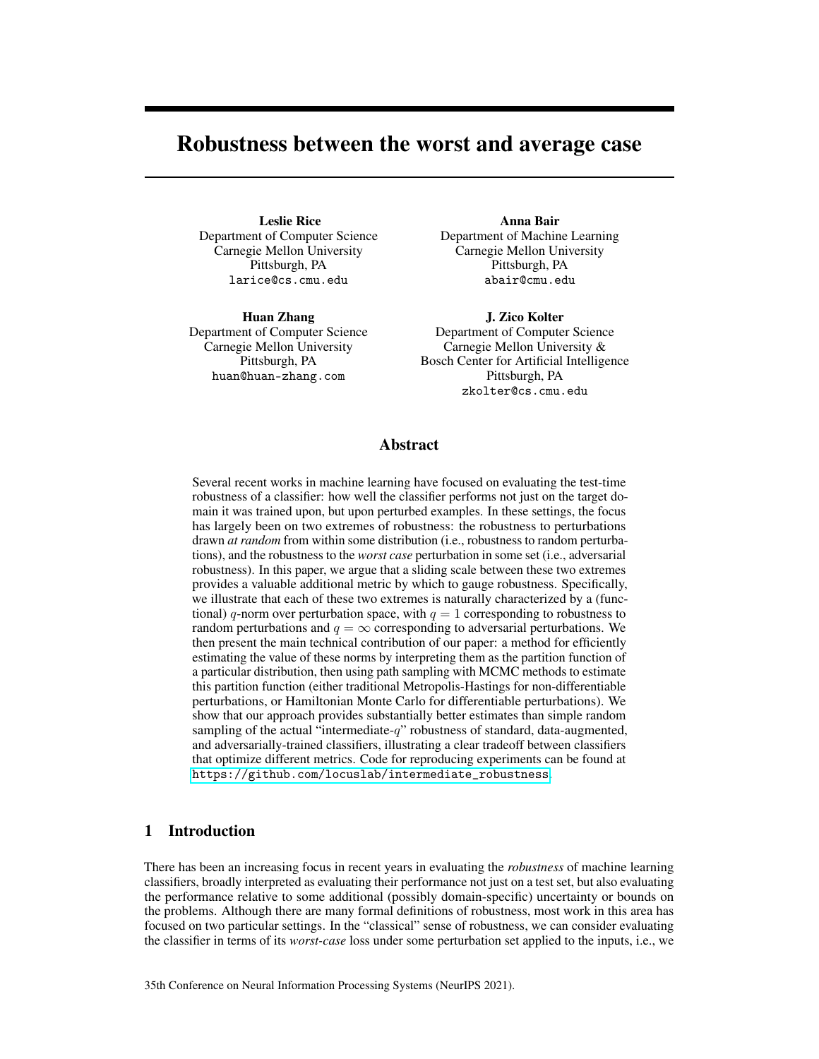# Robustness between the worst and average case

**Leslie Rice**
Department of Computer Science
Carnegie Mellon University
Pittsburgh, PA
larice@cs.cmu.edu

**Anna Bair**
Department of Machine Learning
Carnegie Mellon University
Pittsburgh, PA
abair@cmu.edu

**Huan Zhang**
Department of Computer Science
Carnegie Mellon University
Pittsburgh, PA
huan@huan-zhang.com

**J. Zico Kolter**
Department of Computer Science
Carnegie Mellon University &
Bosch Center for Artificial Intelligence
Pittsburgh, PA
zkolter@cs.cmu.edu

## Abstract

Several recent works in machine learning have focused on evaluating the test-time robustness of a classifier: how well the classifier performs not just on the target domain it was trained upon, but upon perturbed examples. In these settings, the focus has largely been on two extremes of robustness: the robustness to perturbations drawn *at random* from within some distribution (i.e., robustness to random perturbations), and the robustness to the *worst case* perturbation in some set (i.e., adversarial robustness). In this paper, we argue that a sliding scale between these two extremes provides a valuable additional metric by which to gauge robustness. Specifically, we illustrate that each of these two extremes is naturally characterized by a (functional) $q$-norm over perturbation space, with $q = 1$ corresponding to robustness to random perturbations and $q = \infty$ corresponding to adversarial perturbations. We then present the main technical contribution of our paper: a method for efficiently estimating the value of these norms by interpreting them as the partition function of a particular distribution, then using path sampling with MCMC methods to estimate this partition function (either traditional Metropolis-Hastings for non-differentiable perturbations, or Hamiltonian Monte Carlo for differentiable perturbations). We show that our approach provides substantially better estimates than simple random sampling of the actual "intermediate-$q$" robustness of standard, data-augmented, and adversarially-trained classifiers, illustrating a clear tradeoff between classifiers that optimize different metrics. Code for reproducing experiments can be found at https://github.com/locuslab/intermediate_robustness.

## 1 Introduction

There has been an increasing focus in recent years in evaluating the *robustness* of machine learning classifiers, broadly interpreted as evaluating their performance not just on a test set, but also evaluating the performance relative to some additional (possibly domain-specific) uncertainty or bounds on the problems. Although there are many formal definitions of robustness, most work in this area has focused on two particular settings. In the "classical" sense of robustness, we can consider evaluating the classifier in terms of its *worst-case* loss under some perturbation set applied to the inputs, i.e., we

35th Conference on Neural Information Processing Systems (NeurIPS 2021).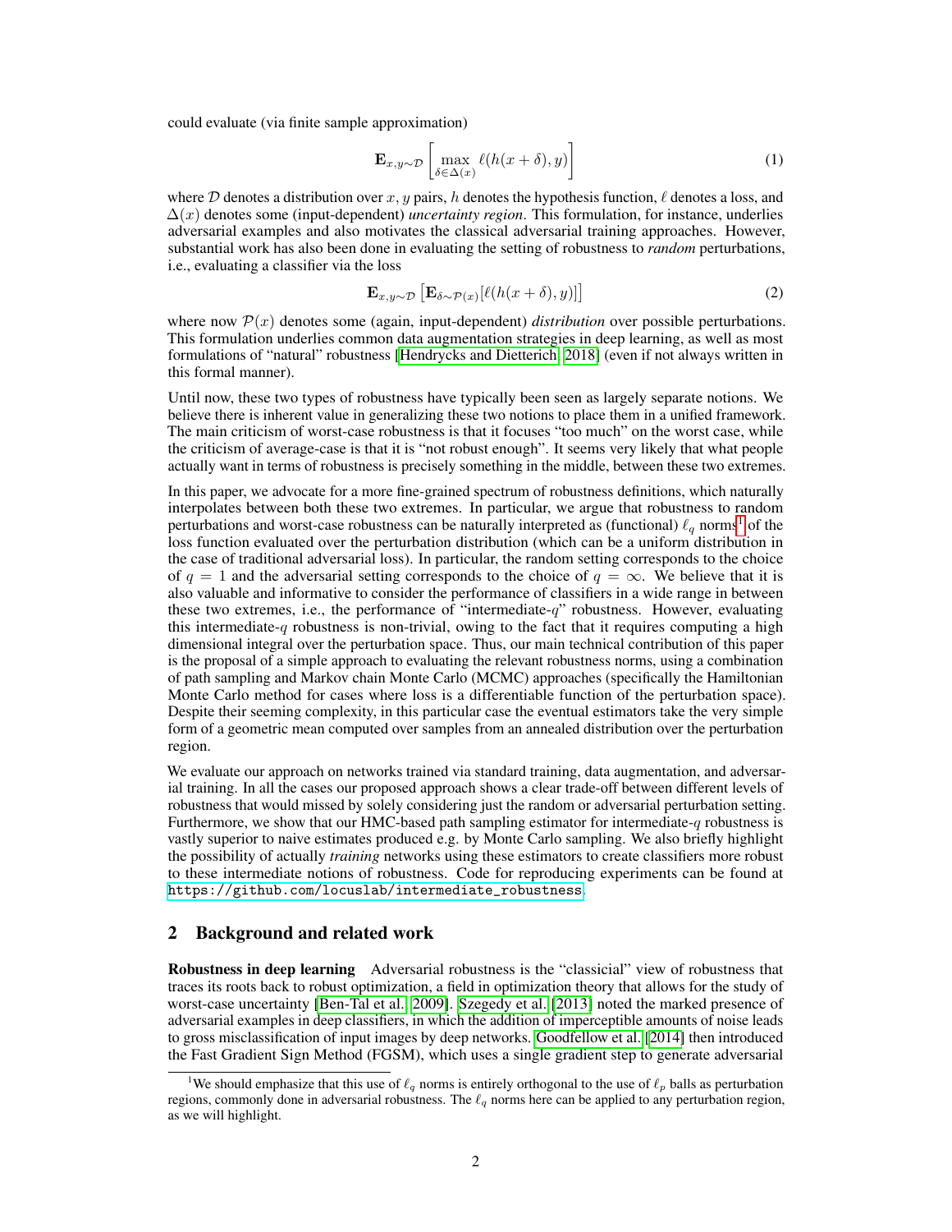could evaluate (via finite sample approximation)

$$\mathbf{E}_{x,y\sim\mathcal{D}}\left[\max_{\delta\in\Delta(x)} \ell(h(x+\delta), y)\right] \tag{1}$$

where $\mathcal{D}$ denotes a distribution over $x, y$ pairs, $h$ denotes the hypothesis function, $\ell$ denotes a loss, and $\Delta(x)$ denotes some (input-dependent) *uncertainty region*. This formulation, for instance, underlies adversarial examples and also motivates the classical adversarial training approaches. However, substantial work has also been done in evaluating the setting of robustness to *random* perturbations, i.e., evaluating a classifier via the loss

$$\mathbf{E}_{x,y\sim\mathcal{D}}\left[\mathbf{E}_{\delta\sim\mathcal{P}(x)}[\ell(h(x+\delta), y)]\right] \tag{2}$$

where now $\mathcal{P}(x)$ denotes some (again, input-dependent) *distribution* over possible perturbations. This formulation underlies common data augmentation strategies in deep learning, as well as most formulations of "natural" robustness [Hendrycks and Dietterich, 2018] (even if not always written in this formal manner).

Until now, these two types of robustness have typically been seen as largely separate notions. We believe there is inherent value in generalizing these two notions to place them in a unified framework. The main criticism of worst-case robustness is that it focuses "too much" on the worst case, while the criticism of average-case is that it is "not robust enough". It seems very likely that what people actually want in terms of robustness is precisely something in the middle, between these two extremes.

In this paper, we advocate for a more fine-grained spectrum of robustness definitions, which naturally interpolates between both these two extremes. In particular, we argue that robustness to random perturbations and worst-case robustness can be naturally interpreted as (functional) $\ell_q$ norms[1] of the loss function evaluated over the perturbation distribution (which can be a uniform distribution in the case of traditional adversarial loss). In particular, the random setting corresponds to the choice of $q = 1$ and the adversarial setting corresponds to the choice of $q = \infty$. We believe that it is also valuable and informative to consider the performance of classifiers in a wide range in between these two extremes, i.e., the performance of "intermediate-$q$" robustness. However, evaluating this intermediate-$q$ robustness is non-trivial, owing to the fact that it requires computing a high dimensional integral over the perturbation space. Thus, our main technical contribution of this paper is the proposal of a simple approach to evaluating the relevant robustness norms, using a combination of path sampling and Markov chain Monte Carlo (MCMC) approaches (specifically the Hamiltonian Monte Carlo method for cases where loss is a differentiable function of the perturbation space). Despite their seeming complexity, in this particular case the eventual estimators take the very simple form of a geometric mean computed over samples from an annealed distribution over the perturbation region.

We evaluate our approach on networks trained via standard training, data augmentation, and adversarial training. In all the cases our proposed approach shows a clear trade-off between different levels of robustness that would missed by solely considering just the random or adversarial perturbation setting. Furthermore, we show that our HMC-based path sampling estimator for intermediate-$q$ robustness is vastly superior to naive estimates produced e.g. by Monte Carlo sampling. We also briefly highlight the possibility of actually *training* networks using these estimators to create classifiers more robust to these intermediate notions of robustness. Code for reproducing experiments can be found at https://github.com/locuslab/intermediate_robustness.

## 2 Background and related work

**Robustness in deep learning** Adversarial robustness is the "classicial" view of robustness that traces its roots back to robust optimization, a field in optimization theory that allows for the study of worst-case uncertainty [Ben-Tal et al., 2009]. Szegedy et al. [2013] noted the marked presence of adversarial examples in deep classifiers, in which the addition of imperceptible amounts of noise leads to gross misclassification of input images by deep networks. Goodfellow et al. [2014] then introduced the Fast Gradient Sign Method (FGSM), which uses a single gradient step to generate adversarial

[1] We should emphasize that this use of $\ell_q$ norms is entirely orthogonal to the use of $\ell_p$ balls as perturbation regions, commonly done in adversarial robustness. The $\ell_q$ norms here can be applied to any perturbation region, as we will highlight.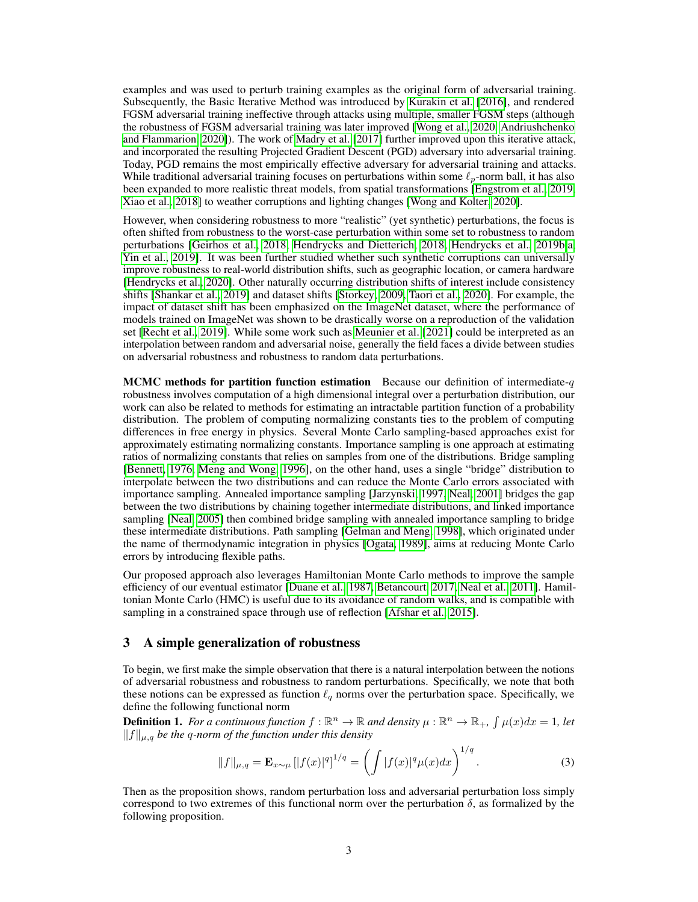examples and was used to perturb training examples as the original form of adversarial training. Subsequently, the Basic Iterative Method was introduced by Kurakin et al. [2016], and rendered FGSM adversarial training ineffective through attacks using multiple, smaller FGSM steps (although the robustness of FGSM adversarial training was later improved [Wong et al., 2020, Andriushchenko and Flammarion, 2020]). The work of Madry et al. [2017] further improved upon this iterative attack, and incorporated the resulting Projected Gradient Descent (PGD) adversary into adversarial training. Today, PGD remains the most empirically effective adversary for adversarial training and attacks. While traditional adversarial training focuses on perturbations within some $\ell_p$-norm ball, it has also been expanded to more realistic threat models, from spatial transformations [Engstrom et al., 2019, Xiao et al., 2018] to weather corruptions and lighting changes [Wong and Kolter, 2020].

However, when considering robustness to more "realistic" (yet synthetic) perturbations, the focus is often shifted from robustness to the worst-case perturbation within some set to robustness to random perturbations [Geirhos et al., 2018, Hendrycks and Dietterich, 2018, Hendrycks et al., 2019b,a, Yin et al., 2019]. It was been further studied whether such synthetic corruptions can universally improve robustness to real-world distribution shifts, such as geographic location, or camera hardware [Hendrycks et al., 2020]. Other naturally occurring distribution shifts of interest include consistency shifts [Shankar et al., 2019] and dataset shifts [Storkey, 2009, Taori et al., 2020]. For example, the impact of dataset shift has been emphasized on the ImageNet dataset, where the performance of models trained on ImageNet was shown to be drastically worse on a reproduction of the validation set [Recht et al., 2019]. While some work such as Meunier et al. [2021] could be interpreted as an interpolation between random and adversarial noise, generally the field faces a divide between studies on adversarial robustness and robustness to random data perturbations.

**MCMC methods for partition function estimation** Because our definition of intermediate-$q$ robustness involves computation of a high dimensional integral over a perturbation distribution, our work can also be related to methods for estimating an intractable partition function of a probability distribution. The problem of computing normalizing constants ties to the problem of computing differences in free energy in physics. Several Monte Carlo sampling-based approaches exist for approximately estimating normalizing constants. Importance sampling is one approach at estimating ratios of normalizing constants that relies on samples from one of the distributions. Bridge sampling [Bennett, 1976, Meng and Wong, 1996], on the other hand, uses a single "bridge" distribution to interpolate between the two distributions and can reduce the Monte Carlo errors associated with importance sampling. Annealed importance sampling [Jarzynski, 1997, Neal, 2001] bridges the gap between the two distributions by chaining together intermediate distributions, and linked importance sampling [Neal, 2005] then combined bridge sampling with annealed importance sampling to bridge these intermediate distributions. Path sampling [Gelman and Meng, 1998], which originated under the name of thermodynamic integration in physics [Ogata, 1989], aims at reducing Monte Carlo errors by introducing flexible paths.

Our proposed approach also leverages Hamiltonian Monte Carlo methods to improve the sample efficiency of our eventual estimator [Duane et al., 1987, Betancourt, 2017, Neal et al., 2011]. Hamiltonian Monte Carlo (HMC) is useful due to its avoidance of random walks, and is compatible with sampling in a constrained space through use of reflection [Afshar et al., 2015].

## 3 A simple generalization of robustness

To begin, we first make the simple observation that there is a natural interpolation between the notions of adversarial robustness and robustness to random perturbations. Specifically, we note that both these notions can be expressed as function $\ell_q$ norms over the perturbation space. Specifically, we define the following functional norm

**Definition 1.** *For a continuous function $f : \mathbb{R}^n \to \mathbb{R}$ and density $\mu : \mathbb{R}^n \to \mathbb{R}_+$, $\int \mu(x)dx = 1$, let $\|f\|_{\mu,q}$ be the q-norm of the function under this density*

$$\|f\|_{\mu,q} = \mathbf{E}_{x\sim\mu}\left[|f(x)|^q\right]^{1/q} = \left(\int |f(x)|^q \mu(x)dx\right)^{1/q}. \tag{3}$$

Then as the proposition shows, random perturbation loss and adversarial perturbation loss simply correspond to two extremes of this functional norm over the perturbation $\delta$, as formalized by the following proposition.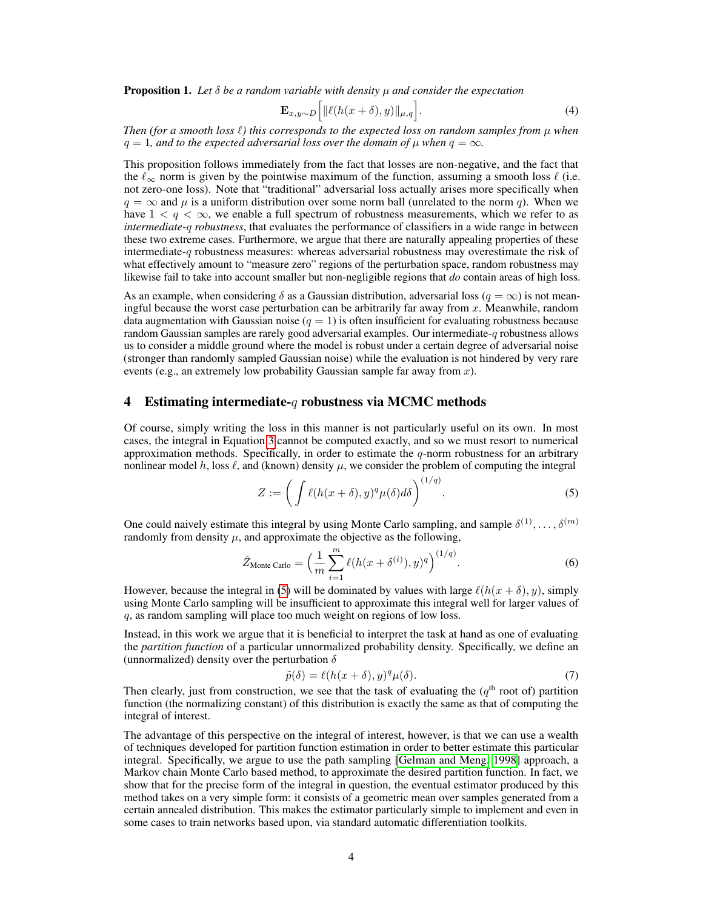**Proposition 1.** *Let $\delta$ be a random variable with density $\mu$ and consider the expectation*

$$\mathbf{E}_{x,y\sim D}\Big[\|\ell(h(x+\delta), y)\|_{\mu,q}\Big]. \tag{4}$$

*Then (for a smooth loss $\ell$) this corresponds to the expected loss on random samples from $\mu$ when $q = 1$, and to the expected adversarial loss over the domain of $\mu$ when $q = \infty$.*

This proposition follows immediately from the fact that losses are non-negative, and the fact that the $\ell_\infty$ norm is given by the pointwise maximum of the function, assuming a smooth loss $\ell$ (i.e. not zero-one loss). Note that "traditional" adversarial loss actually arises more specifically when $q = \infty$ and $\mu$ is a uniform distribution over some norm ball (unrelated to the norm $q$). When we have $1 < q < \infty$, we enable a full spectrum of robustness measurements, which we refer to as *intermediate-$q$ robustness*, that evaluates the performance of classifiers in a wide range in between these two extreme cases. Furthermore, we argue that there are naturally appealing properties of these intermediate-$q$ robustness measures: whereas adversarial robustness may overestimate the risk of what effectively amount to "measure zero" regions of the perturbation space, random robustness may likewise fail to take into account smaller but non-negligible regions that *do* contain areas of high loss.

As an example, when considering $\delta$ as a Gaussian distribution, adversarial loss ($q = \infty$) is not meaningful because the worst case perturbation can be arbitrarily far away from $x$. Meanwhile, random data augmentation with Gaussian noise ($q = 1$) is often insufficient for evaluating robustness because random Gaussian samples are rarely good adversarial examples. Our intermediate-$q$ robustness allows us to consider a middle ground where the model is robust under a certain degree of adversarial noise (stronger than randomly sampled Gaussian noise) while the evaluation is not hindered by very rare events (e.g., an extremely low probability Gaussian sample far away from $x$).

## 4 Estimating intermediate-$q$ robustness via MCMC methods

Of course, simply writing the loss in this manner is not particularly useful on its own. In most cases, the integral in Equation 3 cannot be computed exactly, and so we must resort to numerical approximation methods. Specifically, in order to estimate the $q$-norm robustness for an arbitrary nonlinear model $h$, loss $\ell$, and (known) density $\mu$, we consider the problem of computing the integral

$$Z := \left(\int \ell(h(x+\delta), y)^q \mu(\delta) d\delta\right)^{(1/q)}. \tag{5}$$

One could naively estimate this integral by using Monte Carlo sampling, and sample $\delta^{(1)}, \ldots, \delta^{(m)}$ randomly from density $\mu$, and approximate the objective as the following,

$$\hat{Z}_{\text{Monte Carlo}} = \left(\frac{1}{m}\sum_{i=1}^{m} \ell(h(x+\delta^{(i)}), y)^q\right)^{(1/q)}. \tag{6}$$

However, because the integral in (5) will be dominated by values with large $\ell(h(x+\delta), y)$, simply using Monte Carlo sampling will be insufficient to approximate this integral well for larger values of $q$, as random sampling will place too much weight on regions of low loss.

Instead, in this work we argue that it is beneficial to interpret the task at hand as one of evaluating the *partition function* of a particular unnormalized probability density. Specifically, we define an (unnormalized) density over the perturbation $\delta$

$$\tilde{p}(\delta) = \ell(h(x+\delta), y)^q \mu(\delta). \tag{7}$$

Then clearly, just from construction, we see that the task of evaluating the ($q^{\text{th}}$ root of) partition function (the normalizing constant) of this distribution is exactly the same as that of computing the integral of interest.

The advantage of this perspective on the integral of interest, however, is that we can use a wealth of techniques developed for partition function estimation in order to better estimate this particular integral. Specifically, we argue to use the path sampling [Gelman and Meng, 1998] approach, a Markov chain Monte Carlo based method, to approximate the desired partition function. In fact, we show that for the precise form of the integral in question, the eventual estimator produced by this method takes on a very simple form: it consists of a geometric mean over samples generated from a certain annealed distribution. This makes the estimator particularly simple to implement and even in some cases to train networks based upon, via standard automatic differentiation toolkits.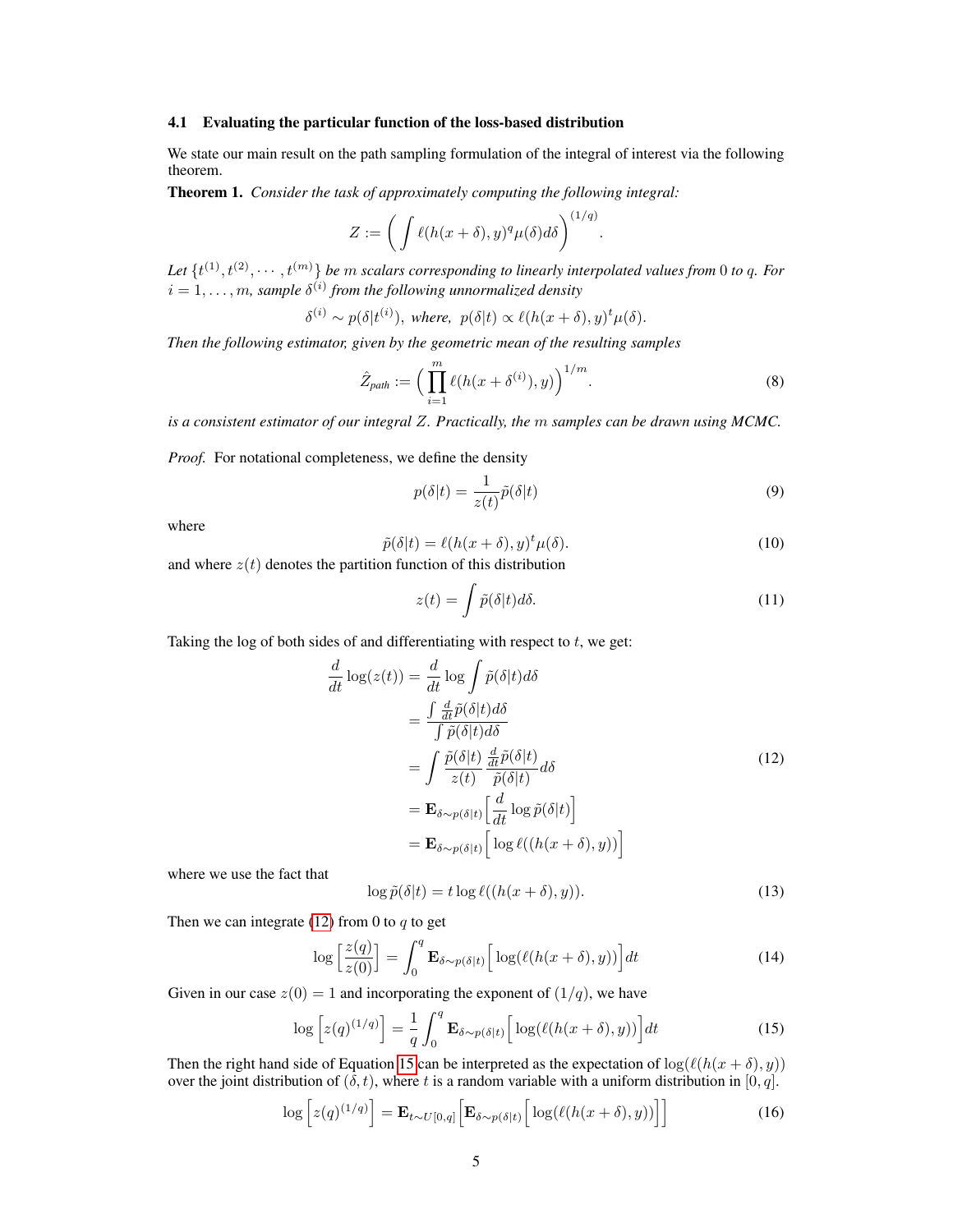### 4.1 Evaluating the particular function of the loss-based distribution

We state our main result on the path sampling formulation of the integral of interest via the following theorem.

**Theorem 1.** *Consider the task of approximately computing the following integral:*

$$Z := \left( \int \ell(h(x+\delta), y)^q \mu(\delta) d\delta \right)^{(1/q)}.$$

*Let $\{t^{(1)}, t^{(2)}, \cdots, t^{(m)}\}$ be $m$ scalars corresponding to linearly interpolated values from $0$ to $q$. For $i = 1, \ldots, m$, sample $\delta^{(i)}$ from the following unnormalized density*

$$\delta^{(i)} \sim p(\delta | t^{(i)}), \text{ where, } p(\delta|t) \propto \ell(h(x+\delta), y)^t \mu(\delta).$$

*Then the following estimator, given by the geometric mean of the resulting samples*

$$\hat{Z}_{path} := \Big( \prod_{i=1}^{m} \ell(h(x+\delta^{(i)}), y) \Big)^{1/m}. \tag{8}$$

*is a consistent estimator of our integral $Z$. Practically, the $m$ samples can be drawn using MCMC.*

*Proof.* For notational completeness, we define the density

$$p(\delta|t) = \frac{1}{z(t)} \tilde{p}(\delta|t) \tag{9}$$

where

$$\tilde{p}(\delta|t) = \ell(h(x+\delta), y)^t \mu(\delta). \tag{10}$$

and where $z(t)$ denotes the partition function of this distribution

$$z(t) = \int \tilde{p}(\delta|t) d\delta. \tag{11}$$

Taking the log of both sides of and differentiating with respect to $t$, we get:

$$\begin{aligned}
\frac{d}{dt} \log(z(t)) &= \frac{d}{dt} \log \int \tilde{p}(\delta|t) d\delta \\
&= \frac{\int \frac{d}{dt} \tilde{p}(\delta|t) d\delta}{\int \tilde{p}(\delta|t) d\delta} \\
&= \int \frac{\tilde{p}(\delta|t)}{z(t)} \frac{\frac{d}{dt} \tilde{p}(\delta|t)}{\tilde{p}(\delta|t)} d\delta \\
&= \mathbf{E}_{\delta \sim p(\delta|t)} \Big[ \frac{d}{dt} \log \tilde{p}(\delta|t) \Big] \\
&= \mathbf{E}_{\delta \sim p(\delta|t)} \Big[ \log \ell((h(x+\delta), y)) \Big]
\end{aligned} \tag{12}$$

where we use the fact that

$$\log \tilde{p}(\delta|t) = t \log \ell((h(x+\delta), y)). \tag{13}$$

Then we can integrate (12) from 0 to $q$ to get

$$\log \Big[ \frac{z(q)}{z(0)} \Big] = \int_0^q \mathbf{E}_{\delta \sim p(\delta|t)} \Big[ \log(\ell(h(x+\delta), y)) \Big] dt \tag{14}$$

Given in our case $z(0) = 1$ and incorporating the exponent of $(1/q)$, we have

$$\log \Big[ z(q)^{(1/q)} \Big] = \frac{1}{q} \int_0^q \mathbf{E}_{\delta \sim p(\delta|t)} \Big[ \log(\ell(h(x+\delta), y)) \Big] dt \tag{15}$$

Then the right hand side of Equation 15 can be interpreted as the expectation of $\log(\ell(h(x+\delta), y))$ over the joint distribution of $(\delta, t)$, where $t$ is a random variable with a uniform distribution in $[0, q]$.

$$\log \Big[ z(q)^{(1/q)} \Big] = \mathbf{E}_{t \sim U[0,q]} \Big[ \mathbf{E}_{\delta \sim p(\delta|t)} \Big[ \log(\ell(h(x+\delta), y)) \Big] \Big] \tag{16}$$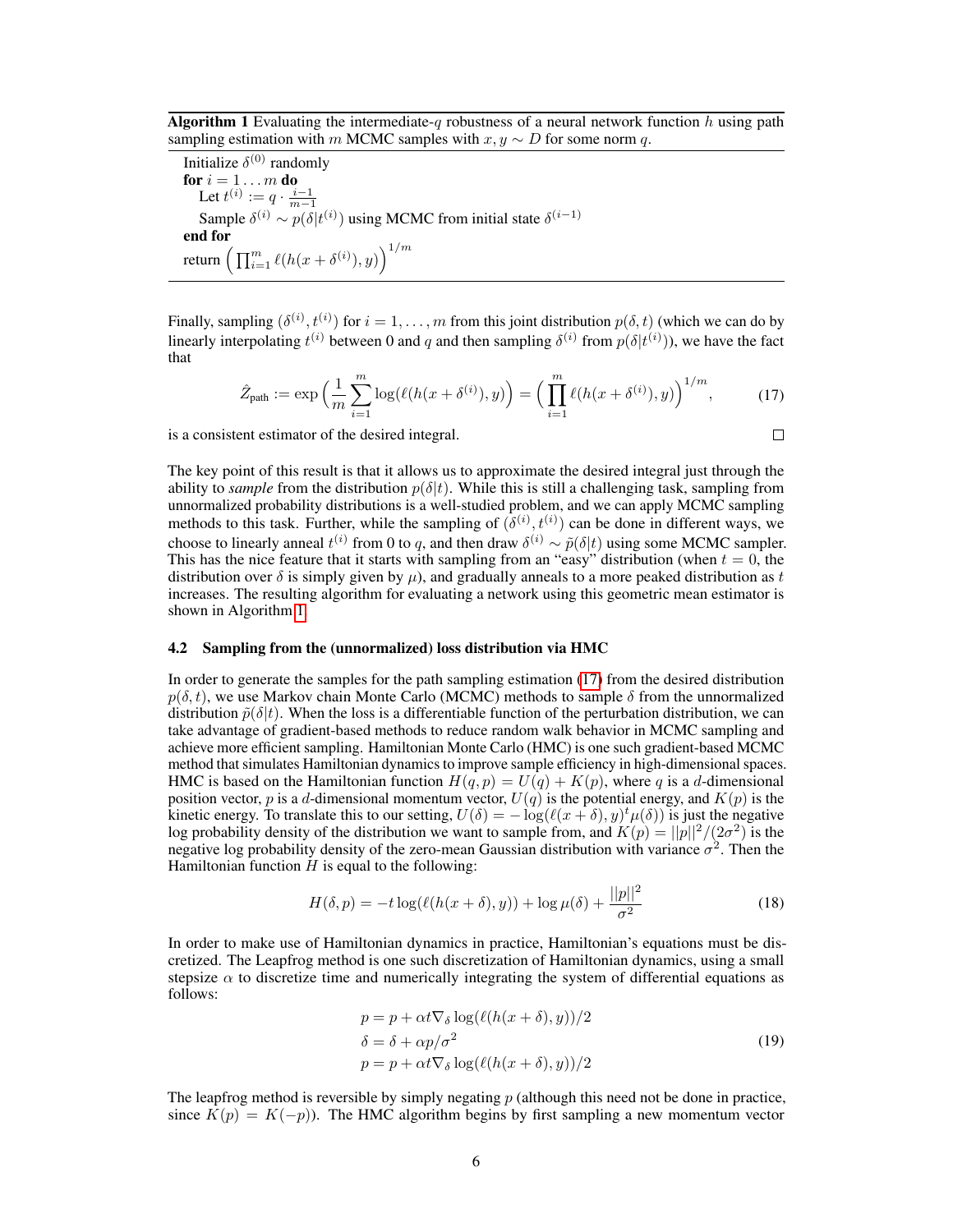**Algorithm 1** Evaluating the intermediate-$q$ robustness of a neural network function $h$ using path sampling estimation with $m$ MCMC samples with $x, y \sim D$ for some norm $q$.

```
Initialize δ^(0) randomly
for i = 1 ... m do
    Let t^(i) := q · (i−1)/(m−1)
    Sample δ^(i) ~ p(δ|t^(i)) using MCMC from initial state δ^(i−1)
end for
return ( ∏_{i=1}^m ℓ(h(x + δ^(i)), y) )^(1/m)
```

Finally, sampling $(\delta^{(i)}, t^{(i)})$ for $i = 1, \ldots, m$ from this joint distribution $p(\delta, t)$ (which we can do by linearly interpolating $t^{(i)}$ between 0 and $q$ and then sampling $\delta^{(i)}$ from $p(\delta|t^{(i)})$), we have the fact that

$$\hat{Z}_{\text{path}} := \exp\Big(\frac{1}{m}\sum_{i=1}^{m}\log(\ell(h(x+\delta^{(i)}), y)\Big) = \Big(\prod_{i=1}^{m}\ell(h(x+\delta^{(i)}), y)\Big)^{1/m}, \tag{17}$$

is a consistent estimator of the desired integral. □

The key point of this result is that it allows us to approximate the desired integral just through the ability to ***sample*** from the distribution $p(\delta|t)$. While this is still a challenging task, sampling from unnormalized probability distributions is a well-studied problem, and we can apply MCMC sampling methods to this task. Further, while the sampling of $(\delta^{(i)}, t^{(i)})$ can be done in different ways, we choose to linearly anneal $t^{(i)}$ from 0 to $q$, and then draw $\delta^{(i)} \sim \tilde{p}(\delta|t)$ using some MCMC sampler. This has the nice feature that it starts with sampling from an "easy" distribution (when $t = 0$, the distribution over $\delta$ is simply given by $\mu$), and gradually anneals to a more peaked distribution as $t$ increases. The resulting algorithm for evaluating a network using this geometric mean estimator is shown in Algorithm 1.

### 4.2 Sampling from the (unnormalized) loss distribution via HMC

In order to generate the samples for the path sampling estimation (17) from the desired distribution $p(\delta, t)$, we use Markov chain Monte Carlo (MCMC) methods to sample $\delta$ from the unnormalized distribution $\tilde{p}(\delta|t)$. When the loss is a differentiable function of the perturbation distribution, we can take advantage of gradient-based methods to reduce random walk behavior in MCMC sampling and achieve more efficient sampling. Hamiltonian Monte Carlo (HMC) is one such gradient-based MCMC method that simulates Hamiltonian dynamics to improve sample efficiency in high-dimensional spaces. HMC is based on the Hamiltonian function $H(q, p) = U(q) + K(p)$, where $q$ is a $d$-dimensional position vector, $p$ is a $d$-dimensional momentum vector, $U(q)$ is the potential energy, and $K(p)$ is the kinetic energy. To translate this to our setting, $U(\delta) = -\log(\ell(x+\delta), y)^t\mu(\delta))$ is just the negative log probability density of the distribution we want to sample from, and $K(p) = ||p||^2/(2\sigma^2)$ is the negative log probability density of the zero-mean Gaussian distribution with variance $\sigma^2$. Then the Hamiltonian function $H$ is equal to the following:

$$H(\delta, p) = -t\log(\ell(h(x+\delta), y)) + \log\mu(\delta) + \frac{||p||^2}{\sigma^2} \tag{18}$$

In order to make use of Hamiltonian dynamics in practice, Hamiltonian's equations must be discretized. The Leapfrog method is one such discretization of Hamiltonian dynamics, using a small stepsize $\alpha$ to discretize time and numerically integrating the system of differential equations as follows:

$$\begin{aligned} p &= p + \alpha t \nabla_\delta \log(\ell(h(x+\delta), y))/2 \\ \delta &= \delta + \alpha p/\sigma^2 \\ p &= p + \alpha t \nabla_\delta \log(\ell(h(x+\delta), y))/2 \end{aligned} \tag{19}$$

The leapfrog method is reversible by simply negating $p$ (although this need not be done in practice, since $K(p) = K(-p)$). The HMC algorithm begins by first sampling a new momentum vector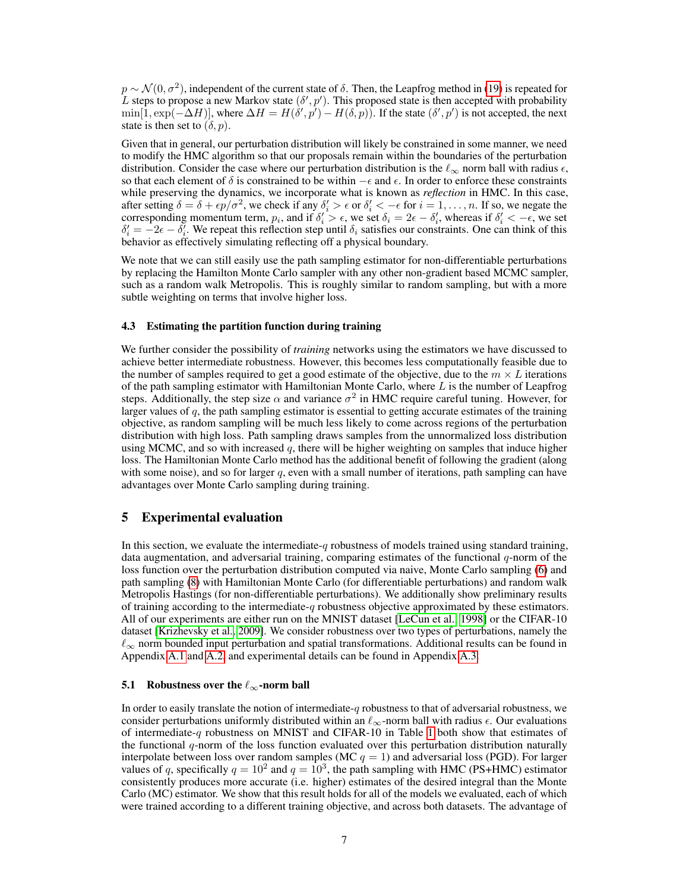$p \sim \mathcal{N}(0, \sigma^2)$, independent of the current state of $\delta$. Then, the Leapfrog method in (19) is repeated for $L$ steps to propose a new Markov state $(\delta', p')$. This proposed state is then accepted with probability $\min[1, \exp(-\Delta H)]$, where $\Delta H = H(\delta', p') - H(\delta, p)$). If the state $(\delta', p')$ is not accepted, the next state is then set to $(\delta, p)$.

Given that in general, our perturbation distribution will likely be constrained in some manner, we need to modify the HMC algorithm so that our proposals remain within the boundaries of the perturbation distribution. Consider the case where our perturbation distribution is the $\ell_\infty$ norm ball with radius $\epsilon$, so that each element of $\delta$ is constrained to be within $-\epsilon$ and $\epsilon$. In order to enforce these constraints while preserving the dynamics, we incorporate what is known as *reflection* in HMC. In this case, after setting $\delta = \delta + \epsilon p/\sigma^2$, we check if any $\delta'_i > \epsilon$ or $\delta'_i < -\epsilon$ for $i = 1, \ldots, n$. If so, we negate the corresponding momentum term, $p_i$, and if $\delta'_i > \epsilon$, we set $\delta_i = 2\epsilon - \delta'_i$, whereas if $\delta'_i < -\epsilon$, we set $\delta'_i = -2\epsilon - \delta'_i$. We repeat this reflection step until $\delta_i$ satisfies our constraints. One can think of this behavior as effectively simulating reflecting off a physical boundary.

We note that we can still easily use the path sampling estimator for non-differentiable perturbations by replacing the Hamilton Monte Carlo sampler with any other non-gradient based MCMC sampler, such as a random walk Metropolis. This is roughly similar to random sampling, but with a more subtle weighting on terms that involve higher loss.

### 4.3 Estimating the partition function during training

We further consider the possibility of *training* networks using the estimators we have discussed to achieve better intermediate robustness. However, this becomes less computationally feasible due to the number of samples required to get a good estimate of the objective, due to the $m \times L$ iterations of the path sampling estimator with Hamiltonian Monte Carlo, where $L$ is the number of Leapfrog steps. Additionally, the step size $\alpha$ and variance $\sigma^2$ in HMC require careful tuning. However, for larger values of $q$, the path sampling estimator is essential to getting accurate estimates of the training objective, as random sampling will be much less likely to come across regions of the perturbation distribution with high loss. Path sampling draws samples from the unnormalized loss distribution using MCMC, and so with increased $q$, there will be higher weighting on samples that induce higher loss. The Hamiltonian Monte Carlo method has the additional benefit of following the gradient (along with some noise), and so for larger $q$, even with a small number of iterations, path sampling can have advantages over Monte Carlo sampling during training.

## 5 Experimental evaluation

In this section, we evaluate the intermediate-$q$ robustness of models trained using standard training, data augmentation, and adversarial training, comparing estimates of the functional $q$-norm of the loss function over the perturbation distribution computed via naive, Monte Carlo sampling (6) and path sampling (8) with Hamiltonian Monte Carlo (for differentiable perturbations) and random walk Metropolis Hastings (for non-differentiable perturbations). We additionally show preliminary results of training according to the intermediate-$q$ robustness objective approximated by these estimators. All of our experiments are either run on the MNIST dataset [LeCun et al., 1998] or the CIFAR-10 dataset [Krizhevsky et al., 2009]. We consider robustness over two types of perturbations, namely the $\ell_\infty$ norm bounded input perturbation and spatial transformations. Additional results can be found in Appendix A.1 and A.2, and experimental details can be found in Appendix A.3.

### 5.1 Robustness over the $\ell_\infty$-norm ball

In order to easily translate the notion of intermediate-$q$ robustness to that of adversarial robustness, we consider perturbations uniformly distributed within an $\ell_\infty$-norm ball with radius $\epsilon$. Our evaluations of intermediate-$q$ robustness on MNIST and CIFAR-10 in Table 1 both show that estimates of the functional $q$-norm of the loss function evaluated over this perturbation distribution naturally interpolate between loss over random samples (MC $q = 1$) and adversarial loss (PGD). For larger values of $q$, specifically $q = 10^2$ and $q = 10^3$, the path sampling with HMC (PS+HMC) estimator consistently produces more accurate (i.e. higher) estimates of the desired integral than the Monte Carlo (MC) estimator. We show that this result holds for all of the models we evaluated, each of which were trained according to a different training objective, and across both datasets. The advantage of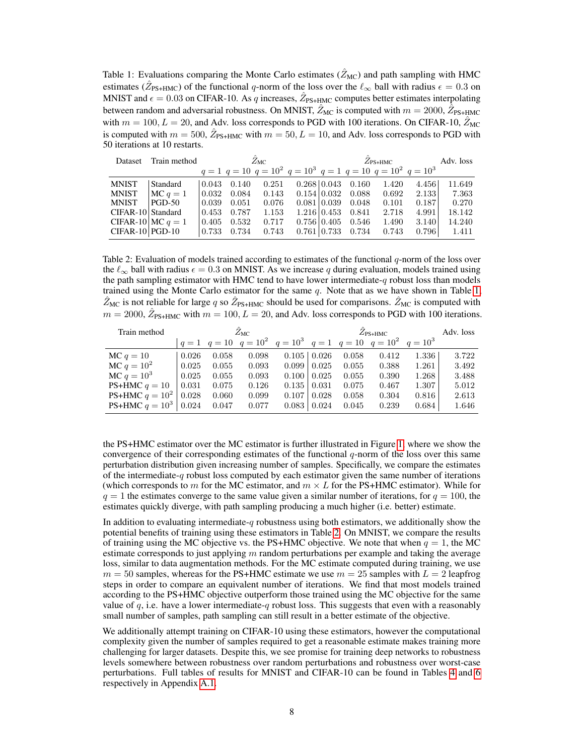Table 1: Evaluations comparing the Monte Carlo estimates ($\hat{Z}_{\text{MC}}$) and path sampling with HMC estimates ($\hat{Z}_{\text{PS+HMC}}$) of the functional $q$-norm of the loss over the $\ell_\infty$ ball with radius $\epsilon = 0.3$ on MNIST and $\epsilon = 0.03$ on CIFAR-10. As $q$ increases, $\hat{Z}_{\text{PS+HMC}}$ computes better estimates interpolating between random and adversarial robustness. On MNIST, $\hat{Z}_{\text{MC}}$ is computed with $m = 2000$, $\hat{Z}_{\text{PS+HMC}}$ with $m = 100, L = 20$, and Adv. loss corresponds to PGD with 100 iterations. On CIFAR-10, $\hat{Z}_{\text{MC}}$ is computed with $m = 500$, $\hat{Z}_{\text{PS+HMC}}$ with $m = 50, L = 10$, and Adv. loss corresponds to PGD with 50 iterations at 10 restarts.

| Dataset | Train method | $\hat{Z}_{\text{MC}}$ | | | | $\hat{Z}_{\text{PS+HMC}}$ | | | | Adv. loss |
|---|---|---|---|---|---|---|---|---|---|---|
| | | $q=1$ | $q=10$ | $q=10^2$ | $q=10^3$ | $q=1$ | $q=10$ | $q=10^2$ | $q=10^3$ | |
| MNIST | Standard | 0.043 | 0.140 | 0.251 | 0.268 | 0.043 | 0.160 | 1.420 | 4.456 | 11.649 |
| MNIST | MC $q=1$ | 0.032 | 0.084 | 0.143 | 0.154 | 0.032 | 0.088 | 0.692 | 2.133 | 7.363 |
| MNIST | PGD-50 | 0.039 | 0.051 | 0.076 | 0.081 | 0.039 | 0.048 | 0.101 | 0.187 | 0.270 |
| CIFAR-10 | Standard | 0.453 | 0.787 | 1.153 | 1.216 | 0.453 | 0.841 | 2.718 | 4.991 | 18.142 |
| CIFAR-10 | MC $q=1$ | 0.405 | 0.532 | 0.717 | 0.756 | 0.405 | 0.546 | 1.490 | 3.140 | 14.240 |
| CIFAR-10 | PGD-10 | 0.733 | 0.734 | 0.743 | 0.761 | 0.733 | 0.734 | 0.743 | 0.796 | 1.411 |

Table 2: Evaluation of models trained according to estimates of the functional $q$-norm of the loss over the $\ell_\infty$ ball with radius $\epsilon = 0.3$ on MNIST. As we increase $q$ during evaluation, models trained using the path sampling estimator with HMC tend to have lower intermediate-$q$ robust loss than models trained using the Monte Carlo estimator for the same $q$. Note that as we have shown in Table 1, $\hat{Z}_{\text{MC}}$ is not reliable for large $q$ so $\hat{Z}_{\text{PS+HMC}}$ should be used for comparisons. $\hat{Z}_{\text{MC}}$ is computed with $m = 2000$, $\hat{Z}_{\text{PS+HMC}}$ with $m = 100, L = 20$, and Adv. loss corresponds to PGD with 100 iterations.

| Train method | $\hat{Z}_{\text{MC}}$ | | | | $\hat{Z}_{\text{PS+HMC}}$ | | | | Adv. loss |
|---|---|---|---|---|---|---|---|---|---|
| | $q=1$ | $q=10$ | $q=10^2$ | $q=10^3$ | $q=1$ | $q=10$ | $q=10^2$ | $q=10^3$ | |
| MC $q=10$ | 0.026 | 0.058 | 0.098 | 0.105 | 0.026 | 0.058 | 0.412 | 1.336 | 3.722 |
| MC $q=10^2$ | 0.025 | 0.055 | 0.093 | 0.099 | 0.025 | 0.055 | 0.388 | 1.261 | 3.492 |
| MC $q=10^3$ | 0.025 | 0.055 | 0.093 | 0.100 | 0.025 | 0.055 | 0.390 | 1.268 | 3.488 |
| PS+HMC $q=10$ | 0.031 | 0.075 | 0.126 | 0.135 | 0.031 | 0.075 | 0.467 | 1.307 | 5.012 |
| PS+HMC $q=10^2$ | 0.028 | 0.060 | 0.099 | 0.107 | 0.028 | 0.058 | 0.304 | 0.816 | 2.613 |
| PS+HMC $q=10^3$ | 0.024 | 0.047 | 0.077 | 0.083 | 0.024 | 0.045 | 0.239 | 0.684 | 1.646 |

the PS+HMC estimator over the MC estimator is further illustrated in Figure 1, where we show the convergence of their corresponding estimates of the functional $q$-norm of the loss over this same perturbation distribution given increasing number of samples. Specifically, we compare the estimates of the intermediate-$q$ robust loss computed by each estimator given the same number of iterations (which corresponds to $m$ for the MC estimator, and $m \times L$ for the PS+HMC estimator). While for $q = 1$ the estimates converge to the same value given a similar number of iterations, for $q = 100$, the estimates quickly diverge, with path sampling producing a much higher (i.e. better) estimate.

In addition to evaluating intermediate-$q$ robustness using both estimators, we additionally show the potential benefits of training using these estimators in Table 2. On MNIST, we compare the results of training using the MC objective vs. the PS+HMC objective. We note that when $q = 1$, the MC estimate corresponds to just applying $m$ random perturbations per example and taking the average loss, similar to data augmentation methods. For the MC estimate computed during training, we use $m = 50$ samples, whereas for the PS+HMC estimate we use $m = 25$ samples with $L = 2$ leapfrog steps in order to compare an equivalent number of iterations. We find that most models trained according to the PS+HMC objective outperform those trained using the MC objective for the same value of $q$, i.e. have a lower intermediate-$q$ robust loss. This suggests that even with a reasonably small number of samples, path sampling can still result in a better estimate of the objective.

We additionally attempt training on CIFAR-10 using these estimators, however the computational complexity given the number of samples required to get a reasonable estimate makes training more challenging for larger datasets. Despite this, we see promise for training deep networks to robustness levels somewhere between robustness over random perturbations and robustness over worst-case perturbations. Full tables of results for MNIST and CIFAR-10 can be found in Tables 4 and 6 respectively in Appendix A.1.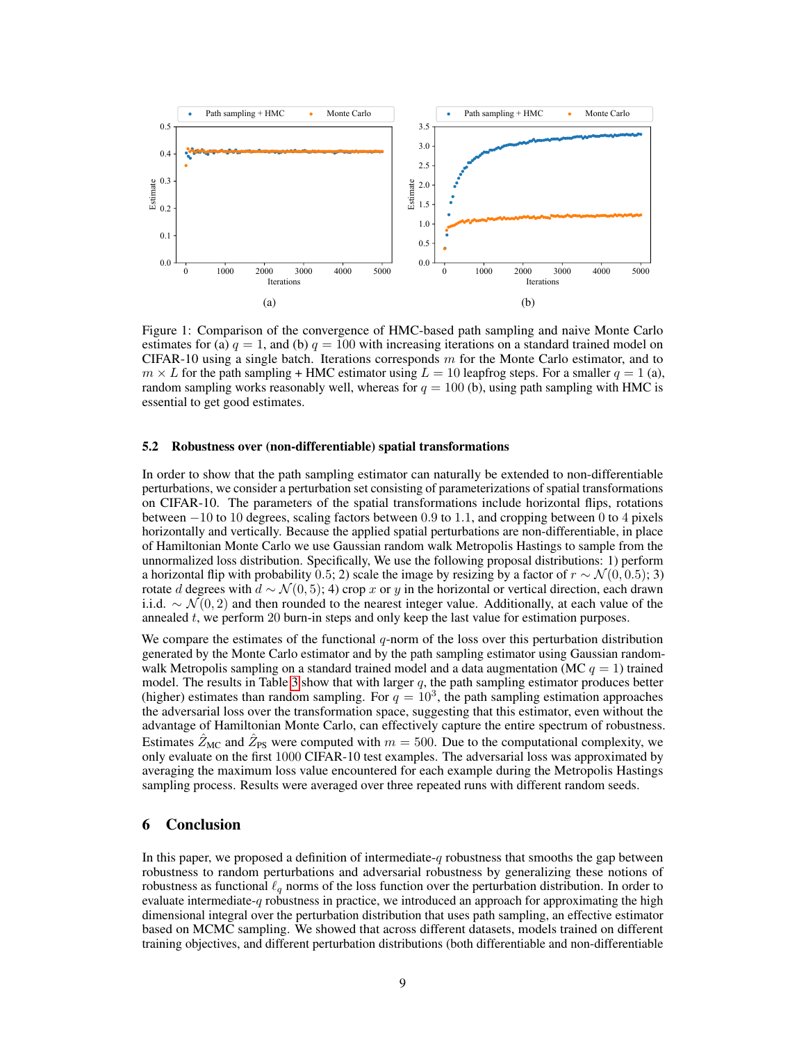Figure 1: Comparison of the convergence of HMC-based path sampling and naive Monte Carlo estimates for (a) $q = 1$, and (b) $q = 100$ with increasing iterations on a standard trained model on CIFAR-10 using a single batch. Iterations corresponds $m$ for the Monte Carlo estimator, and to $m \times L$ for the path sampling + HMC estimator using $L = 10$ leapfrog steps. For a smaller $q = 1$ (a), random sampling works reasonably well, whereas for $q = 100$ (b), using path sampling with HMC is essential to get good estimates.

### 5.2 Robustness over (non-differentiable) spatial transformations

In order to show that the path sampling estimator can naturally be extended to non-differentiable perturbations, we consider a perturbation set consisting of parameterizations of spatial transformations on CIFAR-10. The parameters of the spatial transformations include horizontal flips, rotations between $-10$ to $10$ degrees, scaling factors between $0.9$ to $1.1$, and cropping between $0$ to $4$ pixels horizontally and vertically. Because the applied spatial perturbations are non-differentiable, in place of Hamiltonian Monte Carlo we use Gaussian random walk Metropolis Hastings to sample from the unnormalized loss distribution. Specifically, We use the following proposal distributions: 1) perform a horizontal flip with probability $0.5$; 2) scale the image by resizing by a factor of $r \sim \mathcal{N}(0, 0.5)$; 3) rotate $d$ degrees with $d \sim \mathcal{N}(0, 5)$; 4) crop $x$ or $y$ in the horizontal or vertical direction, each drawn i.i.d. $\sim \mathcal{N}(0, 2)$ and then rounded to the nearest integer value. Additionally, at each value of the annealed $t$, we perform 20 burn-in steps and only keep the last value for estimation purposes.

We compare the estimates of the functional $q$-norm of the loss over this perturbation distribution generated by the Monte Carlo estimator and by the path sampling estimator using Gaussian random-walk Metropolis Hastings sampling on a standard trained model and a data augmentation (MC $q = 1$) trained model. The results in Table 3 show that with larger $q$, the path sampling estimator produces better (higher) estimates than random sampling. For $q = 10^3$, the path sampling estimation approaches the adversarial loss over the transformation space, suggesting that this estimator, even without the advantage of Hamiltonian Monte Carlo, can effectively capture the entire spectrum of robustness. Estimates $\hat{Z}_{\text{MC}}$ and $\hat{Z}_{\text{PS}}$ were computed with $m = 500$. Due to the computational complexity, we only evaluate on the first 1000 CIFAR-10 test examples. The adversarial loss was approximated by averaging the maximum loss value encountered for each example during the Metropolis Hastings sampling process. Results were averaged over three repeated runs with different random seeds.

## 6 Conclusion

In this paper, we proposed a definition of intermediate-$q$ robustness that smooths the gap between robustness to random perturbations and adversarial robustness by generalizing these notions of robustness as functional $\ell_q$ norms of the loss function over the perturbation distribution. In order to evaluate intermediate-$q$ robustness in practice, we introduced an approach for approximating the high dimensional integral over the perturbation distribution that uses path sampling, an effective estimator based on MCMC sampling. We showed that across different datasets, models trained on different training objectives, and different perturbation distributions (both differentiable and non-differentiable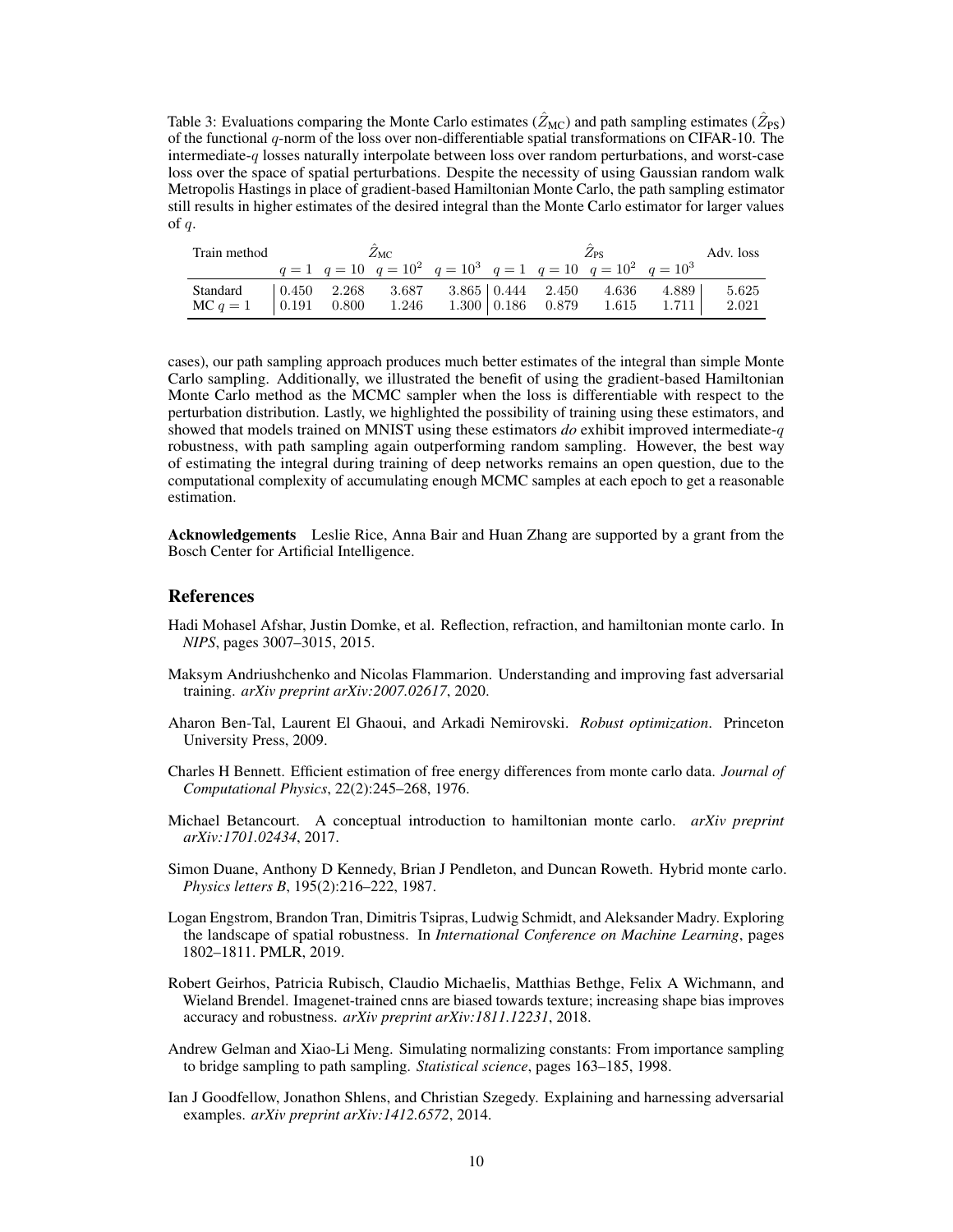Table 3: Evaluations comparing the Monte Carlo estimates ($\hat{Z}_{\text{MC}}$) and path sampling estimates ($\hat{Z}_{\text{PS}}$) of the functional $q$-norm of the loss over non-differentiable spatial transformations on CIFAR-10. The intermediate-$q$ losses naturally interpolate between loss over random perturbations, and worst-case loss over the space of spatial perturbations. Despite the necessity of using Gaussian random walk Metropolis Hastings in place of gradient-based Hamiltonian Monte Carlo, the path sampling estimator still results in higher estimates of the desired integral than the Monte Carlo estimator for larger values of $q$.

| Train method | $\hat{Z}_{\text{MC}}$ | | | | $\hat{Z}_{\text{PS}}$ | | | | Adv. loss |
|---|---|---|---|---|---|---|---|---|---|
| | $q=1$ | $q=10$ | $q=10^2$ | $q=10^3$ | $q=1$ | $q=10$ | $q=10^2$ | $q=10^3$ | |
| Standard | 0.450 | 2.268 | 3.687 | 3.865 | 0.444 | 2.450 | 4.636 | 4.889 | 5.625 |
| MC $q=1$ | 0.191 | 0.800 | 1.246 | 1.300 | 0.186 | 0.879 | 1.615 | 1.711 | 2.021 |

cases), our path sampling approach produces much better estimates of the integral than simple Monte Carlo sampling. Additionally, we illustrated the benefit of using the gradient-based Hamiltonian Monte Carlo method as the MCMC sampler when the loss is differentiable with respect to the perturbation distribution. Lastly, we highlighted the possibility of training using these estimators, and showed that models trained on MNIST using these estimators *do* exhibit improved intermediate-$q$ robustness, with path sampling again outperforming random sampling. However, the best way of estimating the integral during training of deep networks remains an open question, due to the computational complexity of accumulating enough MCMC samples at each epoch to get a reasonable estimation.

**Acknowledgements** Leslie Rice, Anna Bair and Huan Zhang are supported by a grant from the Bosch Center for Artificial Intelligence.

## References

Hadi Mohasel Afshar, Justin Domke, et al. Reflection, refraction, and hamiltonian monte carlo. In *NIPS*, pages 3007–3015, 2015.

Maksym Andriushchenko and Nicolas Flammarion. Understanding and improving fast adversarial training. *arXiv preprint arXiv:2007.02617*, 2020.

Aharon Ben-Tal, Laurent El Ghaoui, and Arkadi Nemirovski. *Robust optimization*. Princeton University Press, 2009.

Charles H Bennett. Efficient estimation of free energy differences from monte carlo data. *Journal of Computational Physics*, 22(2):245–268, 1976.

Michael Betancourt. A conceptual introduction to hamiltonian monte carlo. *arXiv preprint arXiv:1701.02434*, 2017.

Simon Duane, Anthony D Kennedy, Brian J Pendleton, and Duncan Roweth. Hybrid monte carlo. *Physics letters B*, 195(2):216–222, 1987.

Logan Engstrom, Brandon Tran, Dimitris Tsipras, Ludwig Schmidt, and Aleksander Madry. Exploring the landscape of spatial robustness. In *International Conference on Machine Learning*, pages 1802–1811. PMLR, 2019.

Robert Geirhos, Patricia Rubisch, Claudio Michaelis, Matthias Bethge, Felix A Wichmann, and Wieland Brendel. Imagenet-trained cnns are biased towards texture; increasing shape bias improves accuracy and robustness. *arXiv preprint arXiv:1811.12231*, 2018.

Andrew Gelman and Xiao-Li Meng. Simulating normalizing constants: From importance sampling to bridge sampling to path sampling. *Statistical science*, pages 163–185, 1998.

Ian J Goodfellow, Jonathon Shlens, and Christian Szegedy. Explaining and harnessing adversarial examples. *arXiv preprint arXiv:1412.6572*, 2014.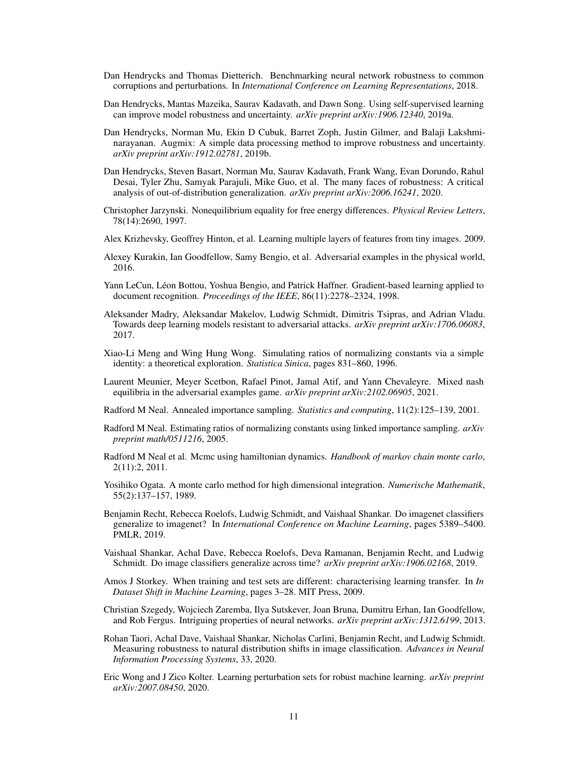Dan Hendrycks and Thomas Dietterich. Benchmarking neural network robustness to common corruptions and perturbations. In *International Conference on Learning Representations*, 2018.

Dan Hendrycks, Mantas Mazeika, Saurav Kadavath, and Dawn Song. Using self-supervised learning can improve model robustness and uncertainty. *arXiv preprint arXiv:1906.12340*, 2019a.

Dan Hendrycks, Norman Mu, Ekin D Cubuk, Barret Zoph, Justin Gilmer, and Balaji Lakshminarayanan. Augmix: A simple data processing method to improve robustness and uncertainty. *arXiv preprint arXiv:1912.02781*, 2019b.

Dan Hendrycks, Steven Basart, Norman Mu, Saurav Kadavath, Frank Wang, Evan Dorundo, Rahul Desai, Tyler Zhu, Samyak Parajuli, Mike Guo, et al. The many faces of robustness: A critical analysis of out-of-distribution generalization. *arXiv preprint arXiv:2006.16241*, 2020.

Christopher Jarzynski. Nonequilibrium equality for free energy differences. *Physical Review Letters*, 78(14):2690, 1997.

Alex Krizhevsky, Geoffrey Hinton, et al. Learning multiple layers of features from tiny images. 2009.

Alexey Kurakin, Ian Goodfellow, Samy Bengio, et al. Adversarial examples in the physical world, 2016.

Yann LeCun, Léon Bottou, Yoshua Bengio, and Patrick Haffner. Gradient-based learning applied to document recognition. *Proceedings of the IEEE*, 86(11):2278–2324, 1998.

Aleksander Madry, Aleksandar Makelov, Ludwig Schmidt, Dimitris Tsipras, and Adrian Vladu. Towards deep learning models resistant to adversarial attacks. *arXiv preprint arXiv:1706.06083*, 2017.

Xiao-Li Meng and Wing Hung Wong. Simulating ratios of normalizing constants via a simple identity: a theoretical exploration. *Statistica Sinica*, pages 831–860, 1996.

Laurent Meunier, Meyer Scetbon, Rafael Pinot, Jamal Atif, and Yann Chevaleyre. Mixed nash equilibria in the adversarial examples game. *arXiv preprint arXiv:2102.06905*, 2021.

Radford M Neal. Annealed importance sampling. *Statistics and computing*, 11(2):125–139, 2001.

Radford M Neal. Estimating ratios of normalizing constants using linked importance sampling. *arXiv preprint math/0511216*, 2005.

Radford M Neal et al. Mcmc using hamiltonian dynamics. *Handbook of markov chain monte carlo*, 2(11):2, 2011.

Yosihiko Ogata. A monte carlo method for high dimensional integration. *Numerische Mathematik*, 55(2):137–157, 1989.

Benjamin Recht, Rebecca Roelofs, Ludwig Schmidt, and Vaishaal Shankar. Do imagenet classifiers generalize to imagenet? In *International Conference on Machine Learning*, pages 5389–5400. PMLR, 2019.

Vaishaal Shankar, Achal Dave, Rebecca Roelofs, Deva Ramanan, Benjamin Recht, and Ludwig Schmidt. Do image classifiers generalize across time? *arXiv preprint arXiv:1906.02168*, 2019.

Amos J Storkey. When training and test sets are different: characterising learning transfer. In *In Dataset Shift in Machine Learning*, pages 3–28. MIT Press, 2009.

Christian Szegedy, Wojciech Zaremba, Ilya Sutskever, Joan Bruna, Dumitru Erhan, Ian Goodfellow, and Rob Fergus. Intriguing properties of neural networks. *arXiv preprint arXiv:1312.6199*, 2013.

Rohan Taori, Achal Dave, Vaishaal Shankar, Nicholas Carlini, Benjamin Recht, and Ludwig Schmidt. Measuring robustness to natural distribution shifts in image classification. *Advances in Neural Information Processing Systems*, 33, 2020.

Eric Wong and J Zico Kolter. Learning perturbation sets for robust machine learning. *arXiv preprint arXiv:2007.08450*, 2020.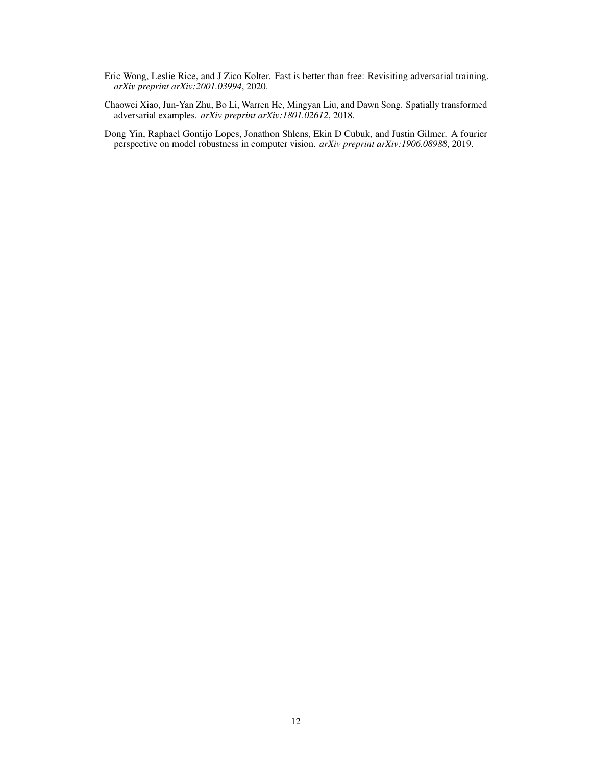Eric Wong, Leslie Rice, and J Zico Kolter. Fast is better than free: Revisiting adversarial training. *arXiv preprint arXiv:2001.03994*, 2020.

Chaowei Xiao, Jun-Yan Zhu, Bo Li, Warren He, Mingyan Liu, and Dawn Song. Spatially transformed adversarial examples. *arXiv preprint arXiv:1801.02612*, 2018.

Dong Yin, Raphael Gontijo Lopes, Jonathon Shlens, Ekin D Cubuk, and Justin Gilmer. A fourier perspective on model robustness in computer vision. *arXiv preprint arXiv:1906.08988*, 2019.